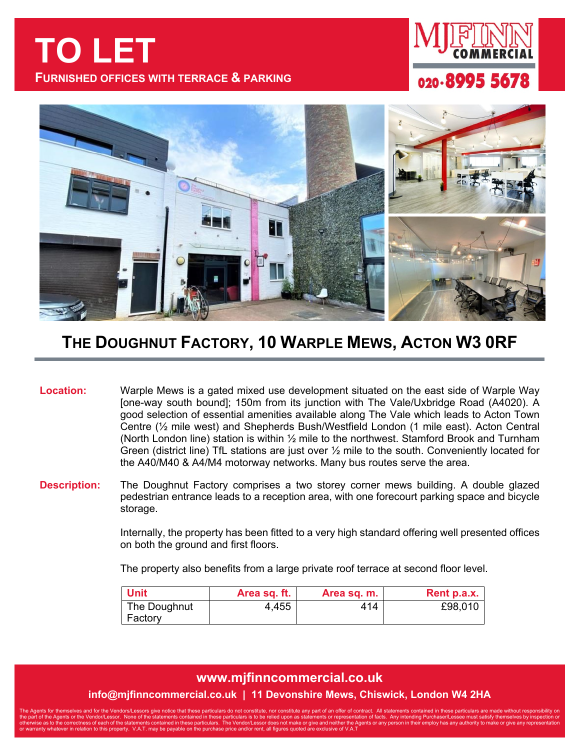# TO LET

**FURNISHED OFFICES WITH TERRACE & PARKING**

MJFINN COMMERCIAL

020-8995 5678

## THE DOUGHNUT FACTORY, 10 WARPLE MEWS, ACTON W3 0RF

**Location:** Warple Mews is a gated mixed use development situated on the east side of Warple Way [one-way south bound]; 150m from its junction with The Vale/Uxbridge Road (A4020). A good selection of essential amenities available along The Vale which leads to Acton Town Centre (½ mile west) and Shepherds Bush/Westfield London (1 mile east). Acton Central (North London line) station is within ½ mile to the northwest. Stamford Brook and Turnham Green (district line) TfL stations are just over ½ mile to the south. Conveniently located for the A40/M40 & A4/M4 motorway networks. Many bus routes serve the area.

**Description:** The Doughnut Factory comprises a two storey corner mews building. A double glazed pedestrian entrance leads to a reception area, with one forecourt parking space and bicycle storage.

Internally, the property has been fitted to a very high standard offering well presented offices on both the ground and first floors.

The property also benefits from a large private roof terrace at second floor level.

| Unit | Area sq. ft. | Area sq. m. | Rent p.a.x. |
|---|---|---|---|
| The Doughnut Factory | 4,455 | 414 | £98,010 |

**www.mjfinncommercial.co.uk**

**info@mjfinncommercial.co.uk | 11 Devonshire Mews, Chiswick, London W4 2HA**

The Agents for themselves and for the Vendors/Lessors give notice that these particulars do not constitute, nor constitute any part of an offer of contract. All statements contained in these particulars are made without responsibility on the part of the Agents or the Vendor/Lessor. None of the statements contained in these particulars is to be relied upon as statements or representation of facts. Any intending Purchaser/Lessee must satisfy themselves by inspection or otherwise as to the correctness of each of the statements contained in these particulars. The Vendor/Lessor does not make or give and neither the Agents or any person in their employ has any authority to make or give any representation or warranty whatever in relation to this property. V.A.T. may be payable on the purchase price and/or rent, all figures quoted are exclusive of V.A.T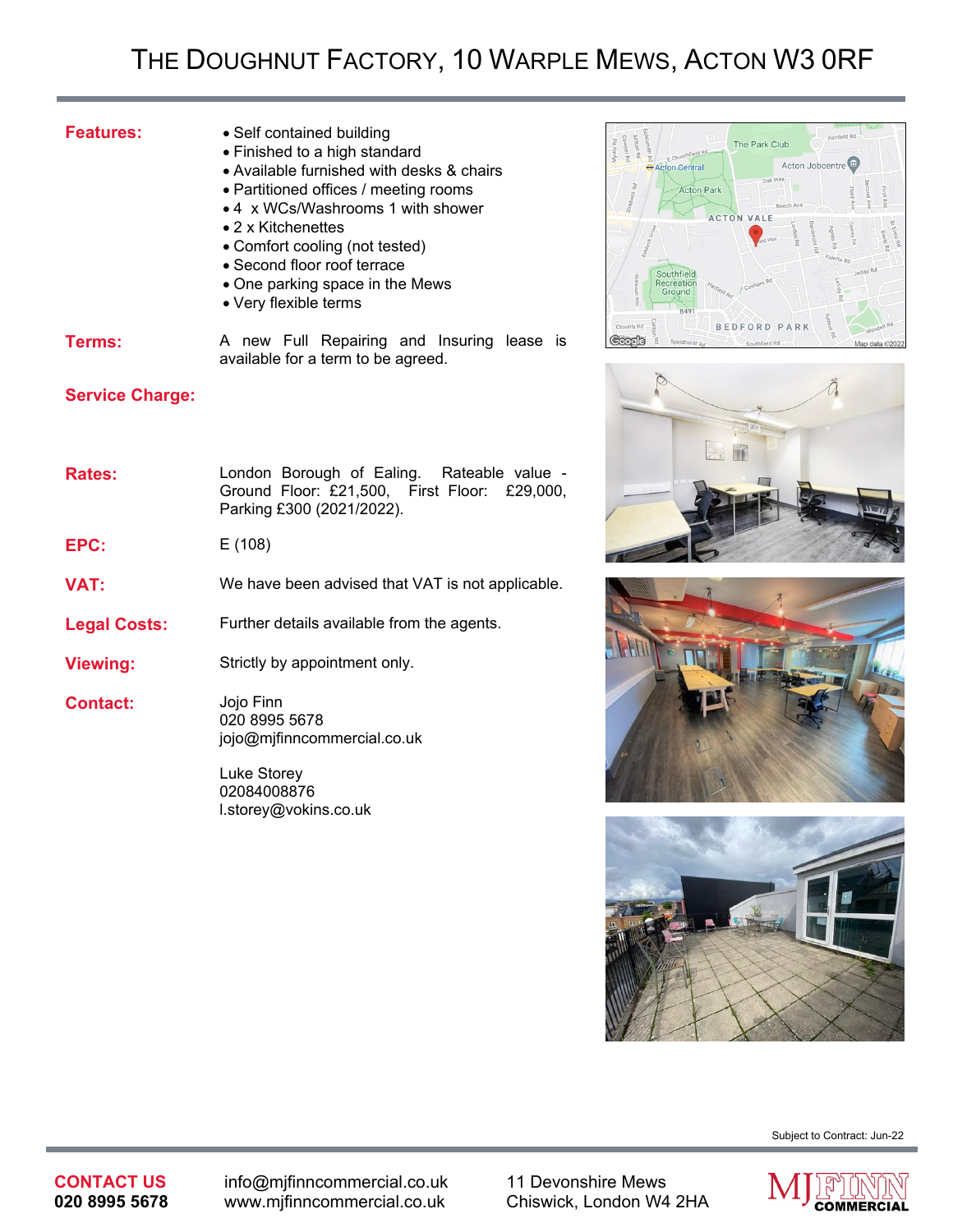# THE DOUGHNUT FACTORY, 10 WARPLE MEWS, ACTON W3 0RF

**Features:**

- Self contained building
- Finished to a high standard
- Available furnished with desks & chairs
- Partitioned offices / meeting rooms
- 4 x WCs/Washrooms 1 with shower
- 2 x Kitchenettes
- Comfort cooling (not tested)
- Second floor roof terrace
- One parking space in the Mews
- Very flexible terms

**Terms:** A new Full Repairing and Insuring lease is available for a term to be agreed.

**Service Charge:**

**Rates:** London Borough of Ealing. Rateable value - Ground Floor: £21,500, First Floor: £29,000, Parking £300 (2021/2022).

**EPC:** E (108)

**VAT:** We have been advised that VAT is not applicable.

**Legal Costs:** Further details available from the agents.

**Viewing:** Strictly by appointment only.

**Contact:**

Jojo Finn
020 8995 5678
jojo@mjfinncommercial.co.uk

Luke Storey
02084008876
l.storey@vokins.co.uk

Subject to Contract: Jun-22

**CONTACT US**
**020 8995 5678**

info@mjfinncommercial.co.uk
www.mjfinncommercial.co.uk

11 Devonshire Mews
Chiswick, London W4 2HA

MJ FINN COMMERCIAL